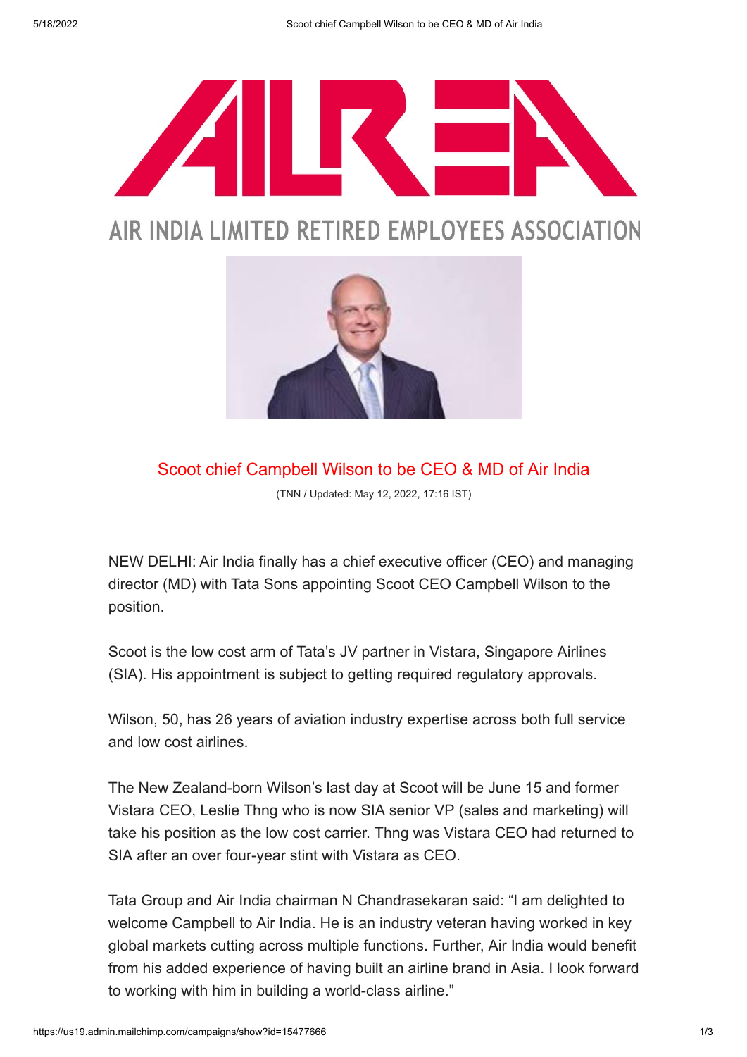# AIR INDIA LIMITED RETIRED EMPLOYEES ASSOCIATION

## Scoot chief Campbell Wilson to be CEO & MD of Air India

(TNN / Updated: May 12, 2022, 17:16 IST)

NEW DELHI: Air India finally has a chief executive officer (CEO) and managing director (MD) with Tata Sons appointing Scoot CEO Campbell Wilson to the position.

Scoot is the low cost arm of Tata's JV partner in Vistara, Singapore Airlines (SIA). His appointment is subject to getting required regulatory approvals.

Wilson, 50, has 26 years of aviation industry expertise across both full service and low cost airlines.

The New Zealand-born Wilson's last day at Scoot will be June 15 and former Vistara CEO, Leslie Thng who is now SIA senior VP (sales and marketing) will take his position as the low cost carrier. Thng was Vistara CEO had returned to SIA after an over four-year stint with Vistara as CEO.

Tata Group and Air India chairman N Chandrasekaran said: "I am delighted to welcome Campbell to Air India. He is an industry veteran having worked in key global markets cutting across multiple functions. Further, Air India would benefit from his added experience of having built an airline brand in Asia. I look forward to working with him in building a world-class airline."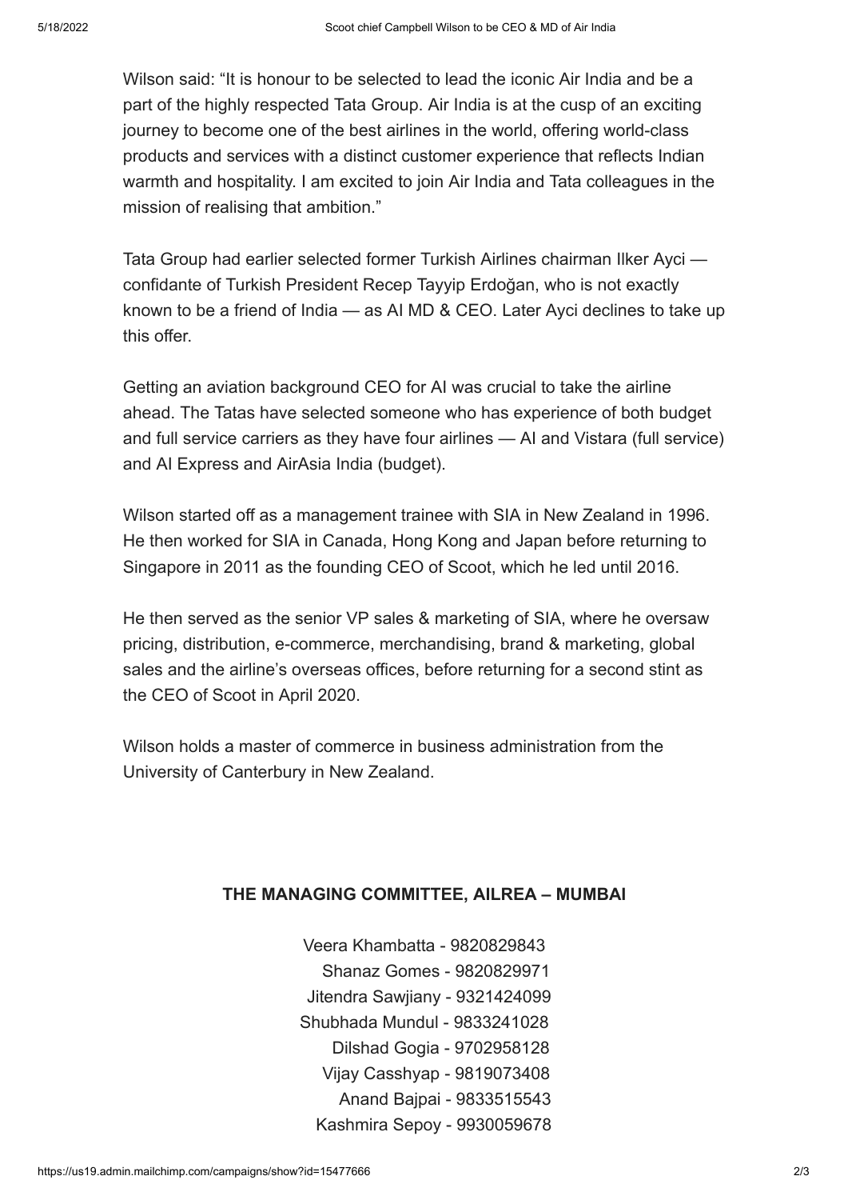Wilson said: "It is honour to be selected to lead the iconic Air India and be a part of the highly respected Tata Group. Air India is at the cusp of an exciting journey to become one of the best airlines in the world, offering world-class products and services with a distinct customer experience that reflects Indian warmth and hospitality. I am excited to join Air India and Tata colleagues in the mission of realising that ambition."

Tata Group had earlier selected former Turkish Airlines chairman Ilker Ayci — confidante of Turkish President Recep Tayyip Erdoğan, who is not exactly known to be a friend of India — as AI MD & CEO. Later Ayci declines to take up this offer.

Getting an aviation background CEO for AI was crucial to take the airline ahead. The Tatas have selected someone who has experience of both budget and full service carriers as they have four airlines — AI and Vistara (full service) and AI Express and AirAsia India (budget).

Wilson started off as a management trainee with SIA in New Zealand in 1996. He then worked for SIA in Canada, Hong Kong and Japan before returning to Singapore in 2011 as the founding CEO of Scoot, which he led until 2016.

He then served as the senior VP sales & marketing of SIA, where he oversaw pricing, distribution, e-commerce, merchandising, brand & marketing, global sales and the airline's overseas offices, before returning for a second stint as the CEO of Scoot in April 2020.

Wilson holds a master of commerce in business administration from the University of Canterbury in New Zealand.

**THE MANAGING COMMITTEE, AILREA – MUMBAI**

Veera Khambatta - 9820829843
Shanaz Gomes - 9820829971
Jitendra Sawjiany - 9321424099
Shubhada Mundul - 9833241028
Dilshad Gogia - 9702958128
Vijay Casshyap - 9819073408
Anand Bajpai - 9833515543
Kashmira Sepoy - 9930059678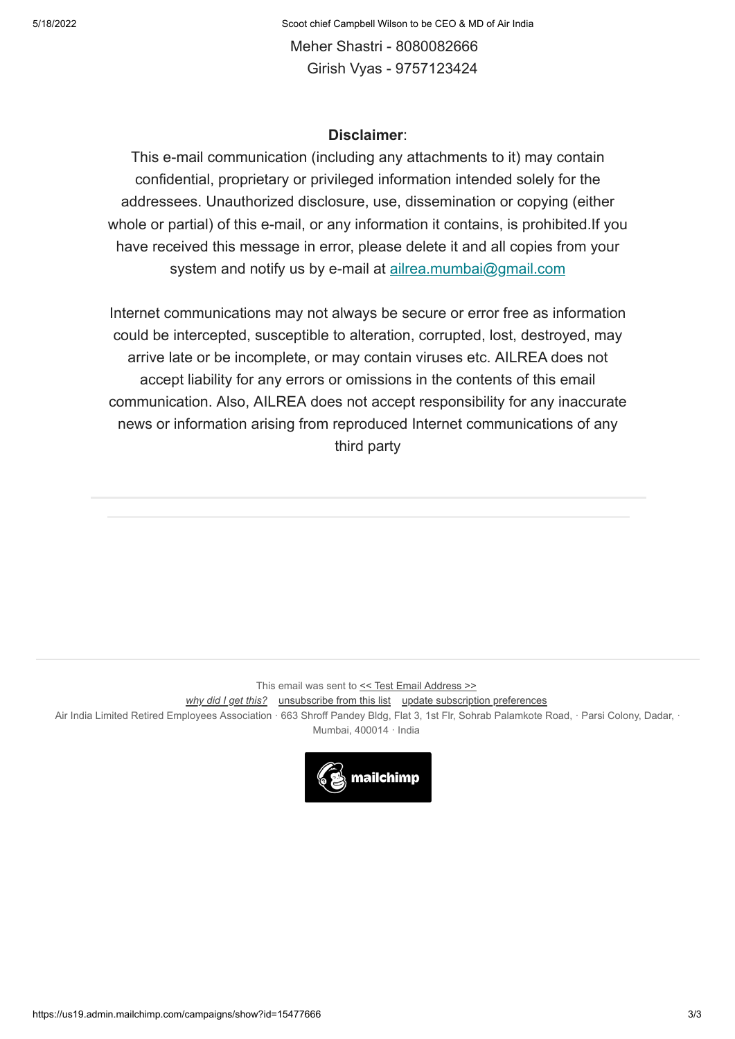Meher Shastri - 8080082666

Girish Vyas - 9757123424

**Disclaimer**:

This e-mail communication (including any attachments to it) may contain confidential, proprietary or privileged information intended solely for the addressees. Unauthorized disclosure, use, dissemination or copying (either whole or partial) of this e-mail, or any information it contains, is prohibited.If you have received this message in error, please delete it and all copies from your system and notify us by e-mail at ailrea.mumbai@gmail.com

Internet communications may not always be secure or error free as information could be intercepted, susceptible to alteration, corrupted, lost, destroyed, may arrive late or be incomplete, or may contain viruses etc. AILREA does not accept liability for any errors or omissions in the contents of this email communication. Also, AILREA does not accept responsibility for any inaccurate news or information arising from reproduced Internet communications of any third party

---

This email was sent to << Test Email Address >>

*why did I get this?*  unsubscribe from this list  update subscription preferences

Air India Limited Retired Employees Association · 663 Shroff Pandey Bldg, Flat 3, 1st Flr, Sohrab Palamkote Road, · Parsi Colony, Dadar, · Mumbai, 400014 · India

mailchimp